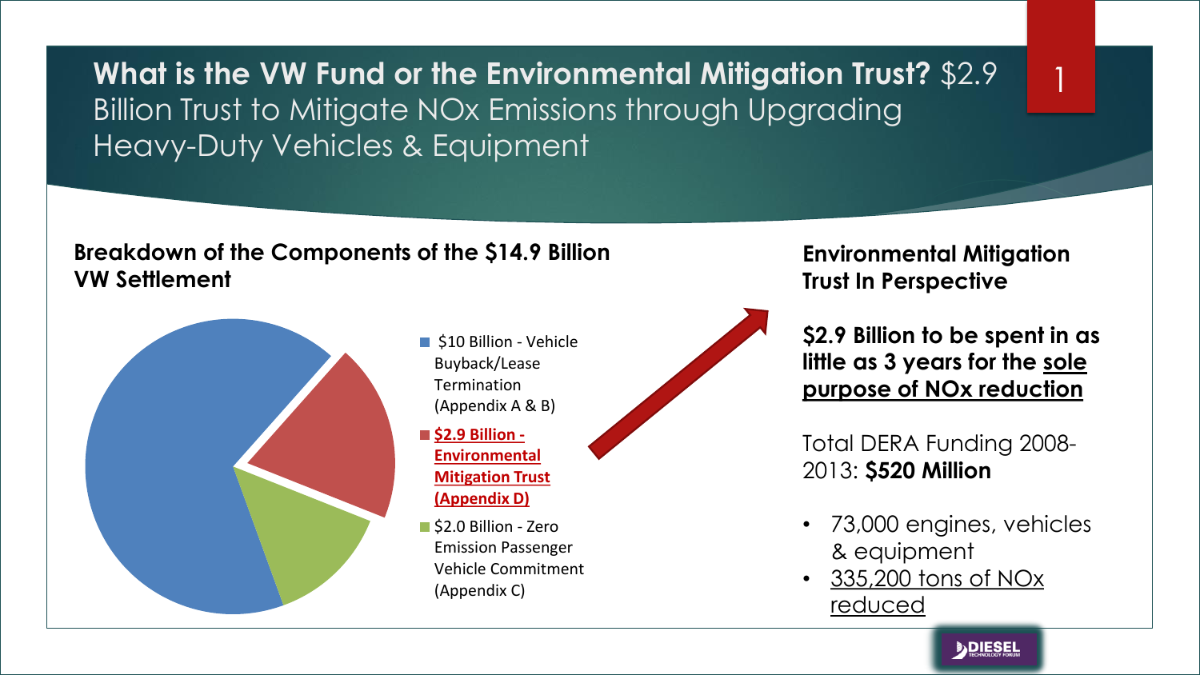# **What is the VW Fund or the Environmental Mitigation Trust?** $2.9 Billion Trust to Mitigate NOx Emissions through Upgrading Heavy-Duty Vehicles & Equipment

## Breakdown of the Components of the $14.9 Billion VW Settlement

- $10 Billion - Vehicle Buyback/Lease Termination (Appendix A & B)
- **$2.9 Billion - Environmental Mitigation Trust (Appendix D)**
- $2.0 Billion - Zero Emission Passenger Vehicle Commitment (Appendix C)

## Environmental Mitigation Trust In Perspective

**$2.9 Billion to be spent in as little as 3 years for the sole purpose of NOx reduction**

Total DERA Funding 2008-2013: **$520 Million**

- 73,000 engines, vehicles & equipment
- 335,200 tons of NOx reduced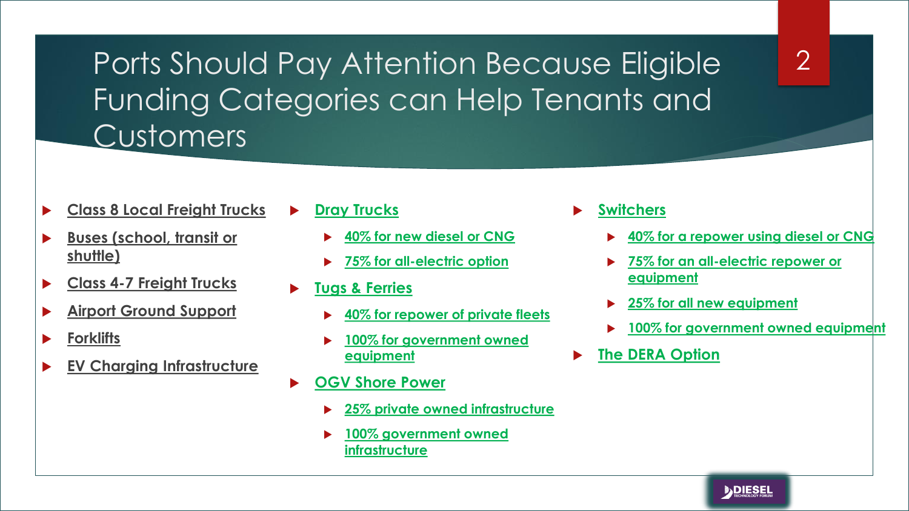# Ports Should Pay Attention Because Eligible Funding Categories can Help Tenants and Customers

- Class 8 Local Freight Trucks
- Buses (school, transit or shuttle)
- Class 4-7 Freight Trucks
- Airport Ground Support
- Forklifts
- EV Charging Infrastructure

- Dray Trucks
  - 40% for new diesel or CNG
  - 75% for all-electric option
- Tugs & Ferries
  - 40% for repower of private fleets
  - 100% for government owned equipment
- OGV Shore Power
  - 25% private owned infrastructure
  - 100% government owned infrastructure

- Switchers
  - 40% for a repower using diesel or CNG
  - 75% for an all-electric repower or equipment
  - 25% for all new equipment
  - 100% for government owned equipment
- The DERA Option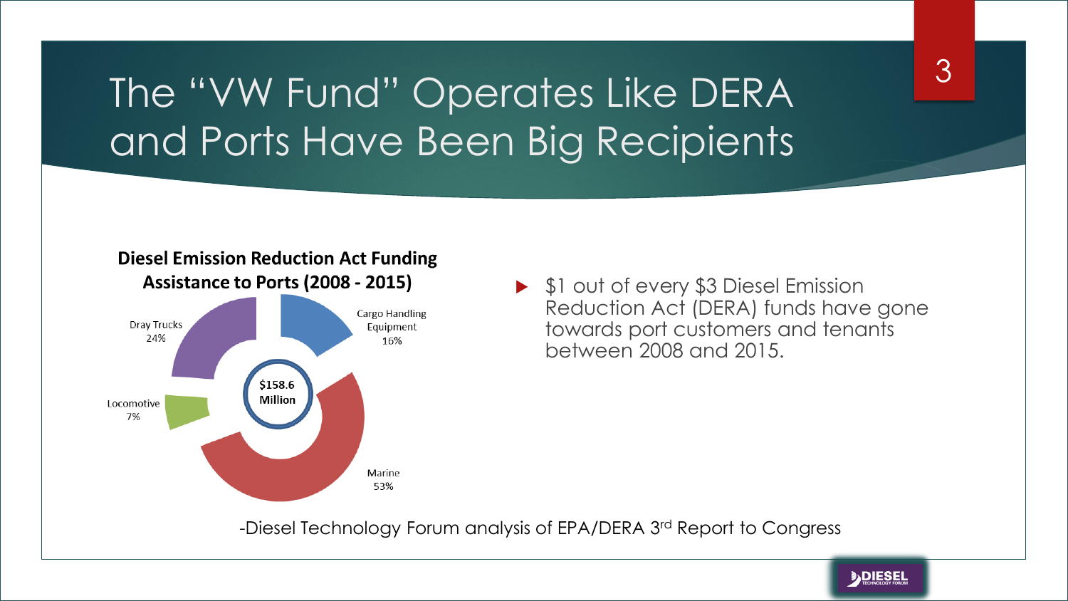# The "VW Fund" Operates Like DERA and Ports Have Been Big Recipients

**Diesel Emission Reduction Act Funding Assistance to Ports (2008 - 2015)**

$158.6 Million

| Category | Share |
| --- | --- |
| Cargo Handling Equipment | 16% |
| Marine | 53% |
| Locomotive | 7% |
| Dray Trucks | 24% |

- $1 out of every $3 Diesel Emission Reduction Act (DERA) funds have gone towards port customers and tenants between 2008 and 2015.

-Diesel Technology Forum analysis of EPA/DERA 3rd Report to Congress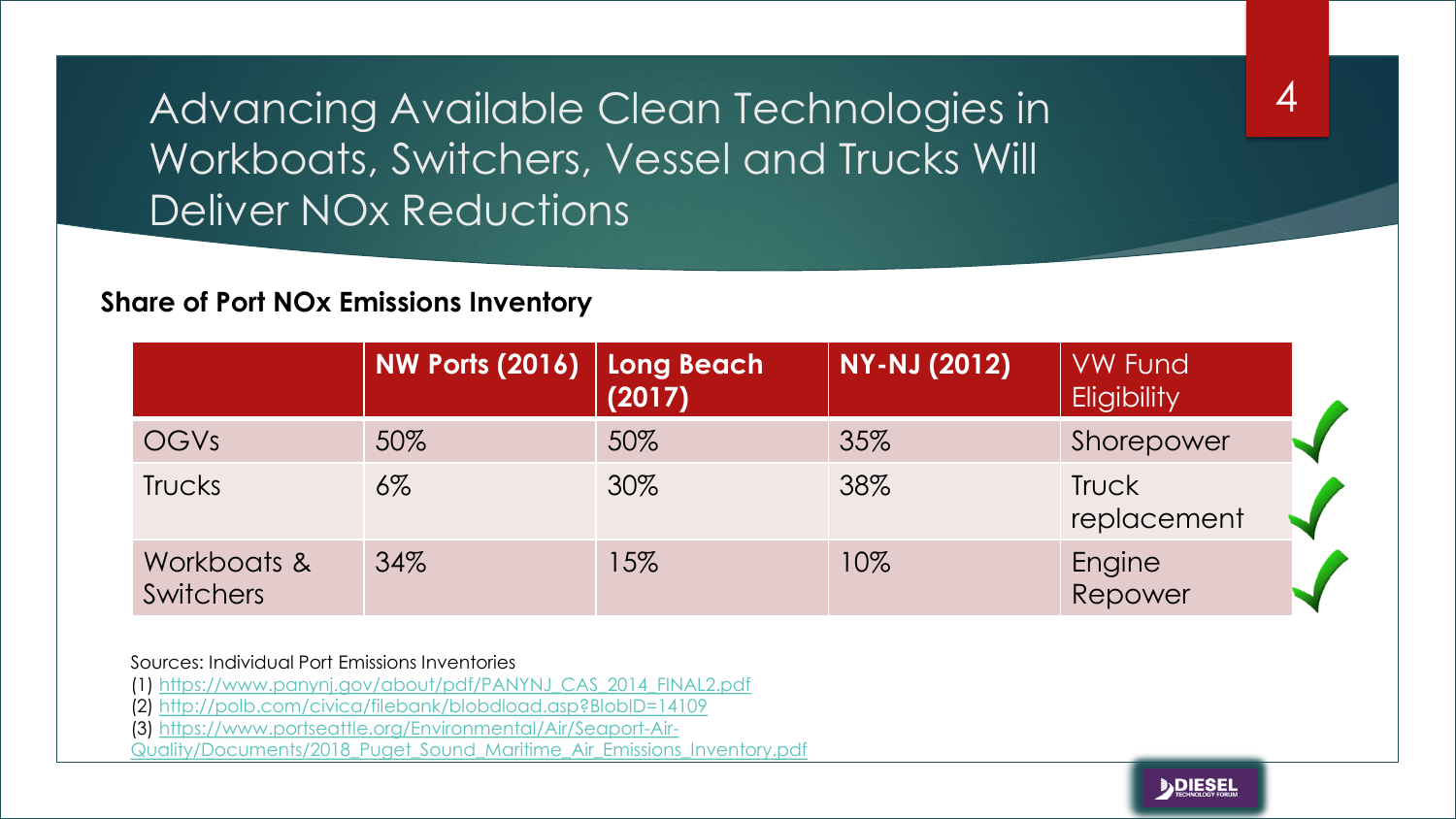# Advancing Available Clean Technologies in Workboats, Switchers, Vessel and Trucks Will Deliver NOx Reductions

**Share of Port NOx Emissions Inventory**

| | NW Ports (2016) | Long Beach (2017) | NY-NJ (2012) | VW Fund Eligibility |
|---|---|---|---|---|
| OGVs | 50% | 50% | 35% | Shorepower ✓ |
| Trucks | 6% | 30% | 38% | Truck replacement ✓ |
| Workboats & Switchers | 34% | 15% | 10% | Engine Repower ✓ |

Sources: Individual Port Emissions Inventories

(1) https://www.panynj.gov/about/pdf/PANYNJ_CAS_2014_FINAL2.pdf

(2) http://polb.com/civica/filebank/blobdload.asp?BlobID=14109

(3) https://www.portseattle.org/Environmental/Air/Seaport-Air-Quality/Documents/2018_Puget_Sound_Maritime_Air_Emissions_Inventory.pdf

DIESEL TECHNOLOGY FORUM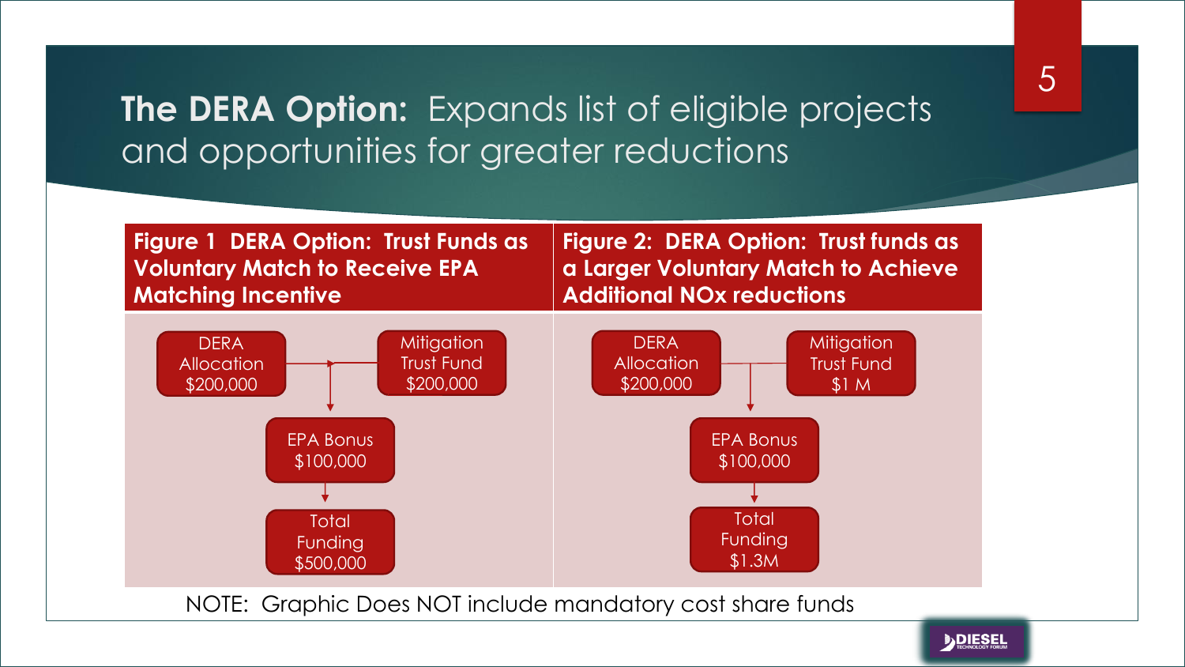# **The DERA Option:** Expands list of eligible projects and opportunities for greater reductions

| **Figure 1 DERA Option: Trust Funds as Voluntary Match to Receive EPA Matching Incentive** | **Figure 2: DERA Option: Trust funds as a Larger Voluntary Match to Achieve Additional NOx reductions** |
|---|---|
| DERA Allocation $200,000 | DERA Allocation $200,000 |
| Mitigation Trust Fund $200,000 | Mitigation Trust Fund $1 M |
| EPA Bonus $100,000 | EPA Bonus $100,000 |
| Total Funding $500,000 | Total Funding $1.3M |

NOTE: Graphic Does NOT include mandatory cost share funds

DIESEL TECHNOLOGY FORUM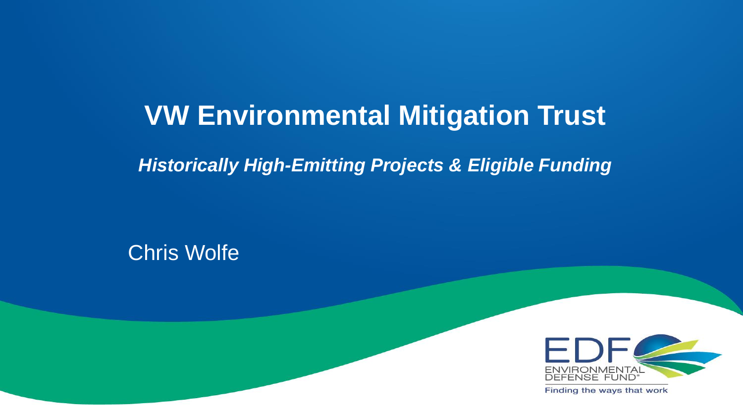# VW Environmental Mitigation Trust

***Historically High-Emitting Projects & Eligible Funding***

Chris Wolfe

ENVIRONMENTAL DEFENSE FUND

Finding the ways that work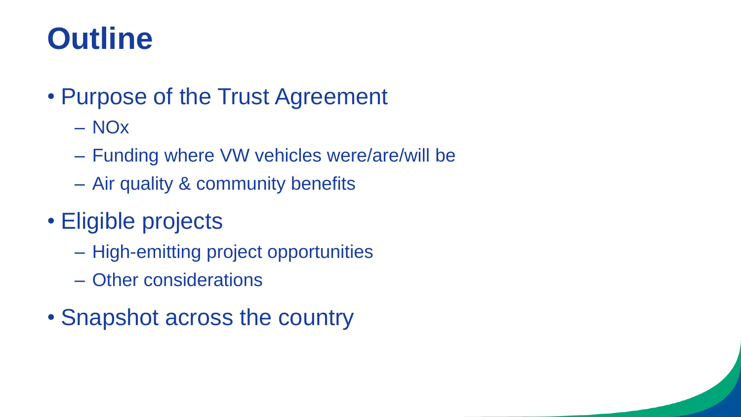# Outline

- Purpose of the Trust Agreement
  - NOx
  - Funding where VW vehicles were/are/will be
  - Air quality & community benefits
- Eligible projects
  - High-emitting project opportunities
  - Other considerations
- Snapshot across the country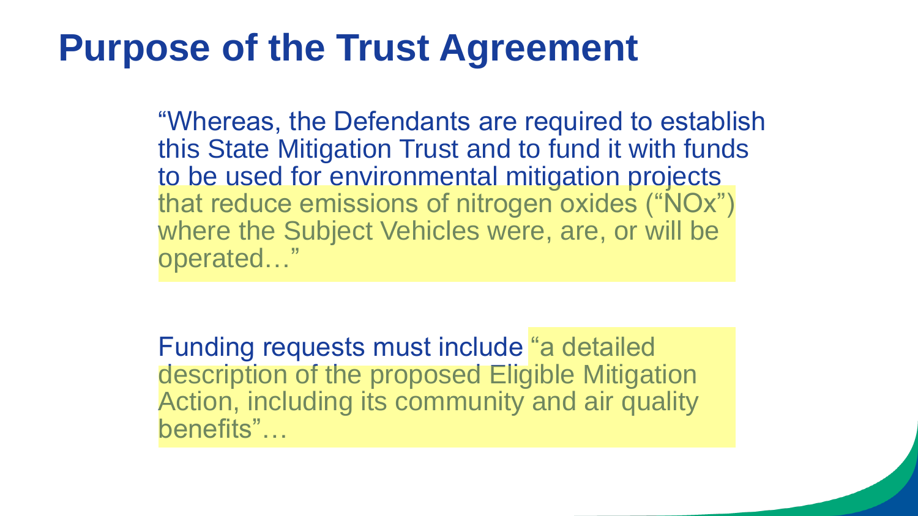# Purpose of the Trust Agreement

"Whereas, the Defendants are required to establish this State Mitigation Trust and to fund it with funds to be used for environmental mitigation projects that reduce emissions of nitrogen oxides ("NOx") where the Subject Vehicles were, are, or will be operated…"

Funding requests must include "a detailed description of the proposed Eligible Mitigation Action, including its community and air quality benefits"…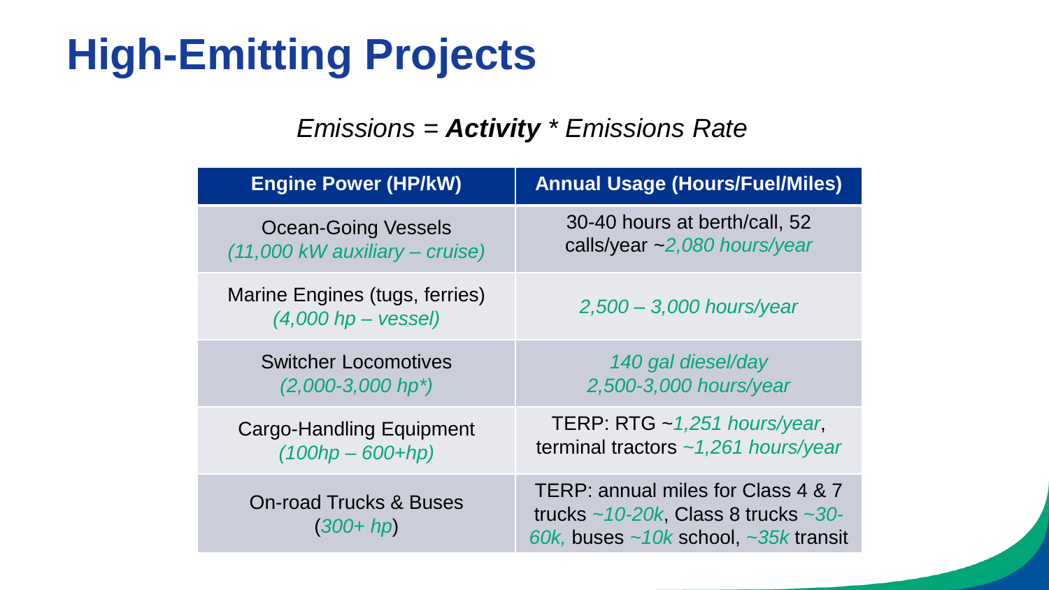# High-Emitting Projects

*Emissions = **Activity** * Emissions Rate*

| Engine Power (HP/kW) | Annual Usage (Hours/Fuel/Miles) |
|---|---|
| Ocean-Going Vessels *(11,000 kW auxiliary – cruise)* | 30-40 hours at berth/call, 52 calls/year ~*2,080 hours/year* |
| Marine Engines (tugs, ferries) *(4,000 hp – vessel)* | *2,500 – 3,000 hours/year* |
| Switcher Locomotives *(2,000-3,000 hp*)* | *140 gal diesel/day* *2,500-3,000 hours/year* |
| Cargo-Handling Equipment *(100hp – 600+hp)* | TERP: RTG ~*1,251 hours/year*, terminal tractors *~1,261 hours/year* |
| On-road Trucks & Buses (*300+ hp*) | TERP: annual miles for Class 4 & 7 trucks *~10-20k*, Class 8 trucks *~30-60k,* buses *~10k* school, *~35k* transit |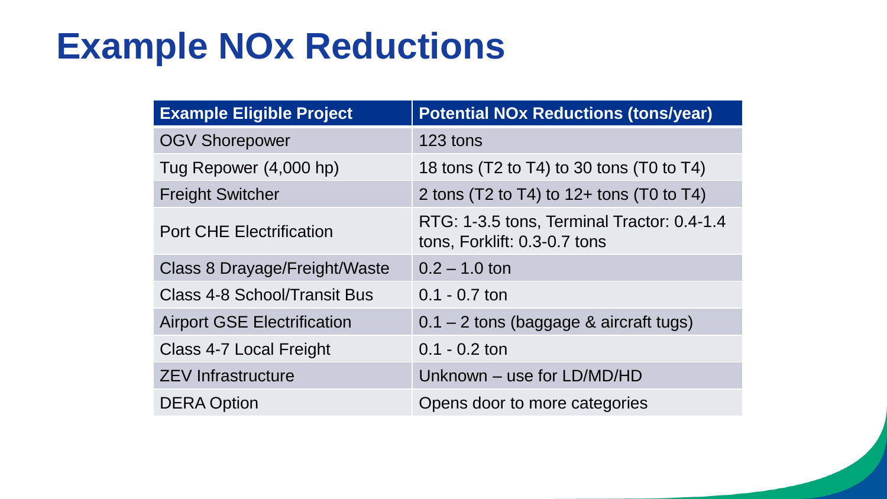# Example NOx Reductions

| Example Eligible Project | Potential NOx Reductions (tons/year) |
| --- | --- |
| OGV Shorepower | 123 tons |
| Tug Repower (4,000 hp) | 18 tons (T2 to T4) to 30 tons (T0 to T4) |
| Freight Switcher | 2 tons (T2 to T4) to 12+ tons (T0 to T4) |
| Port CHE Electrification | RTG: 1-3.5 tons, Terminal Tractor: 0.4-1.4 tons, Forklift: 0.3-0.7 tons |
| Class 8 Drayage/Freight/Waste | 0.2 – 1.0 ton |
| Class 4-8 School/Transit Bus | 0.1 - 0.7 ton |
| Airport GSE Electrification | 0.1 – 2 tons (baggage & aircraft tugs) |
| Class 4-7 Local Freight | 0.1 - 0.2 ton |
| ZEV Infrastructure | Unknown – use for LD/MD/HD |
| DERA Option | Opens door to more categories |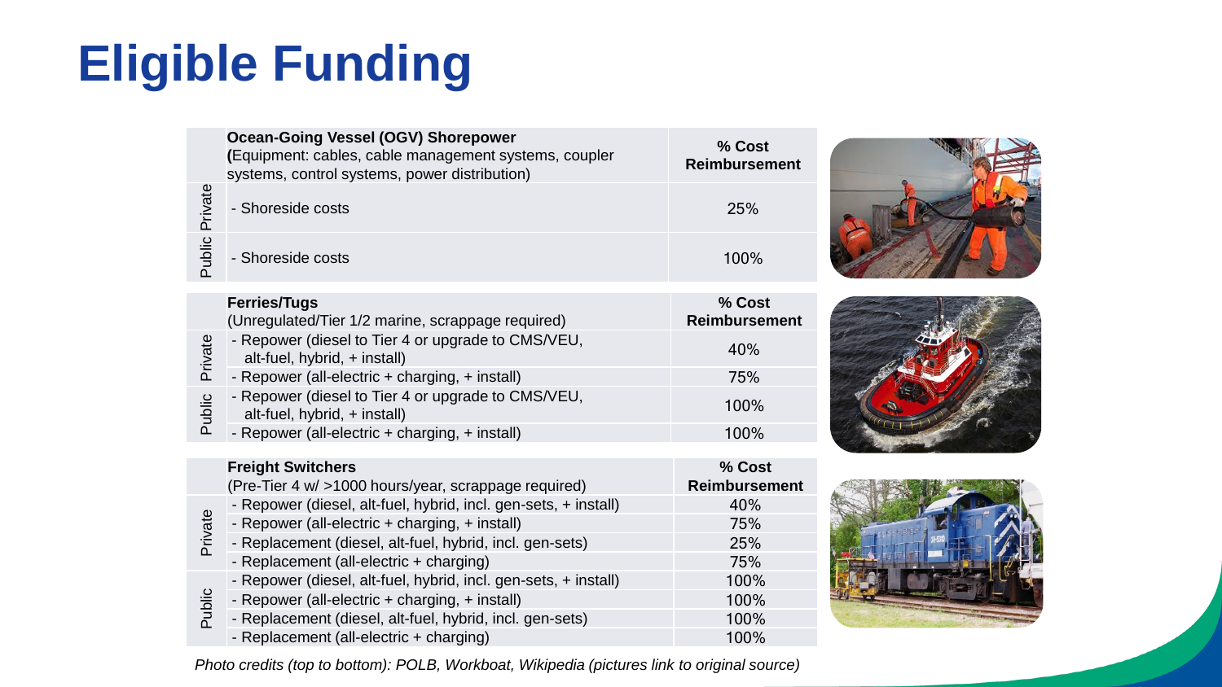# Eligible Funding

| | Ocean-Going Vessel (OGV) Shorepower (Equipment: cables, cable management systems, coupler systems, control systems, power distribution) | % Cost Reimbursement |
|---|---|---|
| Private | - Shoreside costs | 25% |
| Public | - Shoreside costs | 100% |

| | Ferries/Tugs (Unregulated/Tier 1/2 marine, scrappage required) | % Cost Reimbursement |
|---|---|---|
| Private | - Repower (diesel to Tier 4 or upgrade to CMS/VEU, alt-fuel, hybrid, + install) | 40% |
| Private | - Repower (all-electric + charging, + install) | 75% |
| Public | - Repower (diesel to Tier 4 or upgrade to CMS/VEU, alt-fuel, hybrid, + install) | 100% |
| Public | - Repower (all-electric + charging, + install) | 100% |

| | Freight Switchers (Pre-Tier 4 w/ >1000 hours/year, scrappage required) | % Cost Reimbursement |
|---|---|---|
| Private | - Repower (diesel, alt-fuel, hybrid, incl. gen-sets, + install) | 40% |
| Private | - Repower (all-electric + charging, + install) | 75% |
| Private | - Replacement (diesel, alt-fuel, hybrid, incl. gen-sets) | 25% |
| Private | - Replacement (all-electric + charging) | 75% |
| Public | - Repower (diesel, alt-fuel, hybrid, incl. gen-sets, + install) | 100% |
| Public | - Repower (all-electric + charging, + install) | 100% |
| Public | - Replacement (diesel, alt-fuel, hybrid, incl. gen-sets) | 100% |
| Public | - Replacement (all-electric + charging) | 100% |

*Photo credits (top to bottom): POLB, Workboat, Wikipedia (pictures link to original source)*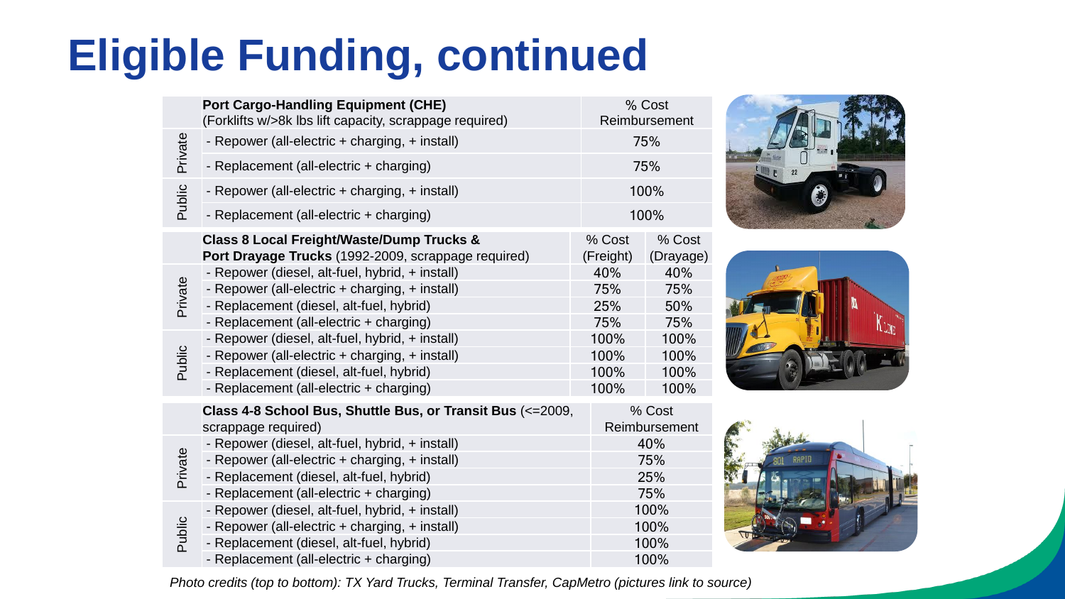# Eligible Funding, continued

| | **Port Cargo-Handling Equipment (CHE)** (Forklifts w/>8k lbs lift capacity, scrappage required) | % Cost Reimbursement |
|---|---|---|
| Private | - Repower (all-electric + charging, + install) | 75% |
| Private | - Replacement (all-electric + charging) | 75% |
| Public | - Repower (all-electric + charging, + install) | 100% |
| Public | - Replacement (all-electric + charging) | 100% |

| | **Class 8 Local Freight/Waste/Dump Trucks & Port Drayage Trucks** (1992-2009, scrappage required) | % Cost (Freight) | % Cost (Drayage) |
|---|---|---|---|
| Private | - Repower (diesel, alt-fuel, hybrid, + install) | 40% | 40% |
| Private | - Repower (all-electric + charging, + install) | 75% | 75% |
| Private | - Replacement (diesel, alt-fuel, hybrid) | 25% | 50% |
| Private | - Replacement (all-electric + charging) | 75% | 75% |
| Public | - Repower (diesel, alt-fuel, hybrid, + install) | 100% | 100% |
| Public | - Repower (all-electric + charging, + install) | 100% | 100% |
| Public | - Replacement (diesel, alt-fuel, hybrid) | 100% | 100% |
| Public | - Replacement (all-electric + charging) | 100% | 100% |

| | **Class 4-8 School Bus, Shuttle Bus, or Transit Bus** (<=2009, scrappage required) | % Cost Reimbursement |
|---|---|---|
| Private | - Repower (diesel, alt-fuel, hybrid, + install) | 40% |
| Private | - Repower (all-electric + charging, + install) | 75% |
| Private | - Replacement (diesel, alt-fuel, hybrid) | 25% |
| Private | - Replacement (all-electric + charging) | 75% |
| Public | - Repower (diesel, alt-fuel, hybrid, + install) | 100% |
| Public | - Repower (all-electric + charging, + install) | 100% |
| Public | - Replacement (diesel, alt-fuel, hybrid) | 100% |
| Public | - Replacement (all-electric + charging) | 100% |

*Photo credits (top to bottom): TX Yard Trucks, Terminal Transfer, CapMetro (pictures link to source)*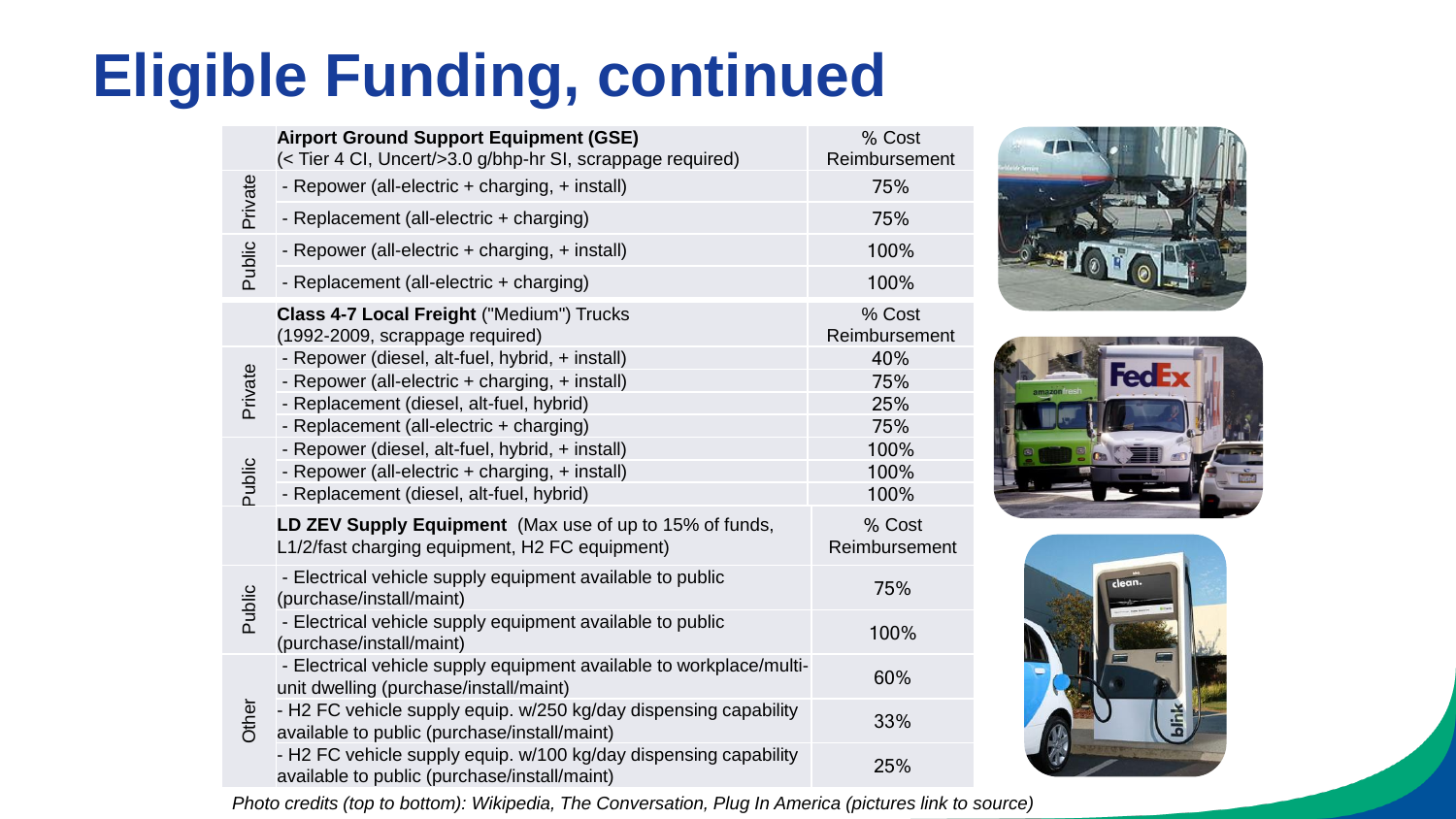# Eligible Funding, continued

| | Airport Ground Support Equipment (GSE) (< Tier 4 CI, Uncert/>3.0 g/bhp-hr SI, scrappage required) | % Cost Reimbursement |
|---|---|---|
| Private | - Repower (all-electric + charging, + install) | 75% |
| | - Replacement (all-electric + charging) | 75% |
| Public | - Repower (all-electric + charging, + install) | 100% |
| | - Replacement (all-electric + charging) | 100% |

| | **Class 4-7 Local Freight** ("Medium") Trucks (1992-2009, scrappage required) | % Cost Reimbursement |
|---|---|---|
| Private | - Repower (diesel, alt-fuel, hybrid, + install) | 40% |
| | - Repower (all-electric + charging, + install) | 75% |
| | - Replacement (diesel, alt-fuel, hybrid) | 25% |
| | - Replacement (all-electric + charging) | 75% |
| Public | - Repower (diesel, alt-fuel, hybrid, + install) | 100% |
| | - Repower (all-electric + charging, + install) | 100% |
| | - Replacement (diesel, alt-fuel, hybrid) | 100% |

| | **LD ZEV Supply Equipment** (Max use of up to 15% of funds, L1/2/fast charging equipment, H2 FC equipment) | % Cost Reimbursement |
|---|---|---|
| Public | - Electrical vehicle supply equipment available to public (purchase/install/maint) | 75% |
| | - Electrical vehicle supply equipment available to public (purchase/install/maint) | 100% |
| Other | - Electrical vehicle supply equipment available to workplace/multi-unit dwelling (purchase/install/maint) | 60% |
| | - H2 FC vehicle supply equip. w/250 kg/day dispensing capability available to public (purchase/install/maint) | 33% |
| | - H2 FC vehicle supply equip. w/100 kg/day dispensing capability available to public (purchase/install/maint) | 25% |

*Photo credits (top to bottom): Wikipedia, The Conversation, Plug In America (pictures link to source)*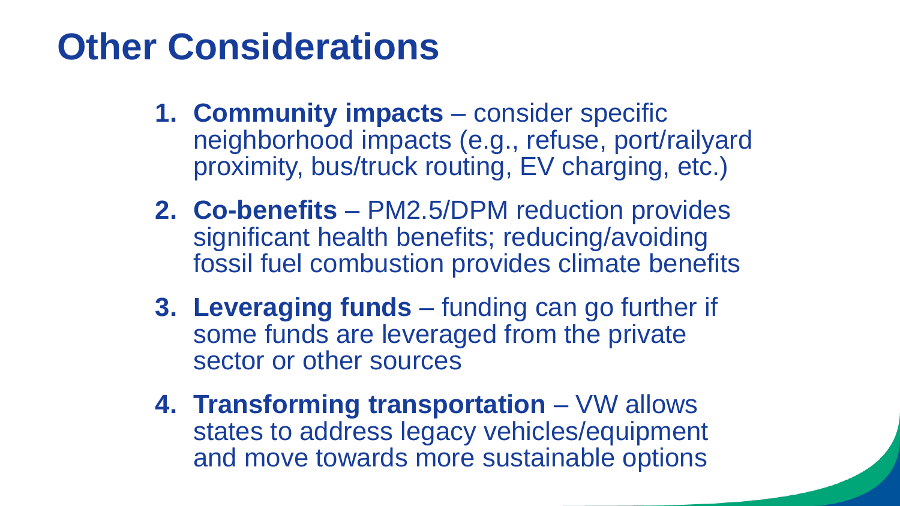# Other Considerations

1. **Community impacts** – consider specific neighborhood impacts (e.g., refuse, port/railyard proximity, bus/truck routing, EV charging, etc.)
2. **Co-benefits** – PM2.5/DPM reduction provides significant health benefits; reducing/avoiding fossil fuel combustion provides climate benefits
3. **Leveraging funds** – funding can go further if some funds are leveraged from the private sector or other sources
4. **Transforming transportation** – VW allows states to address legacy vehicles/equipment and move towards more sustainable options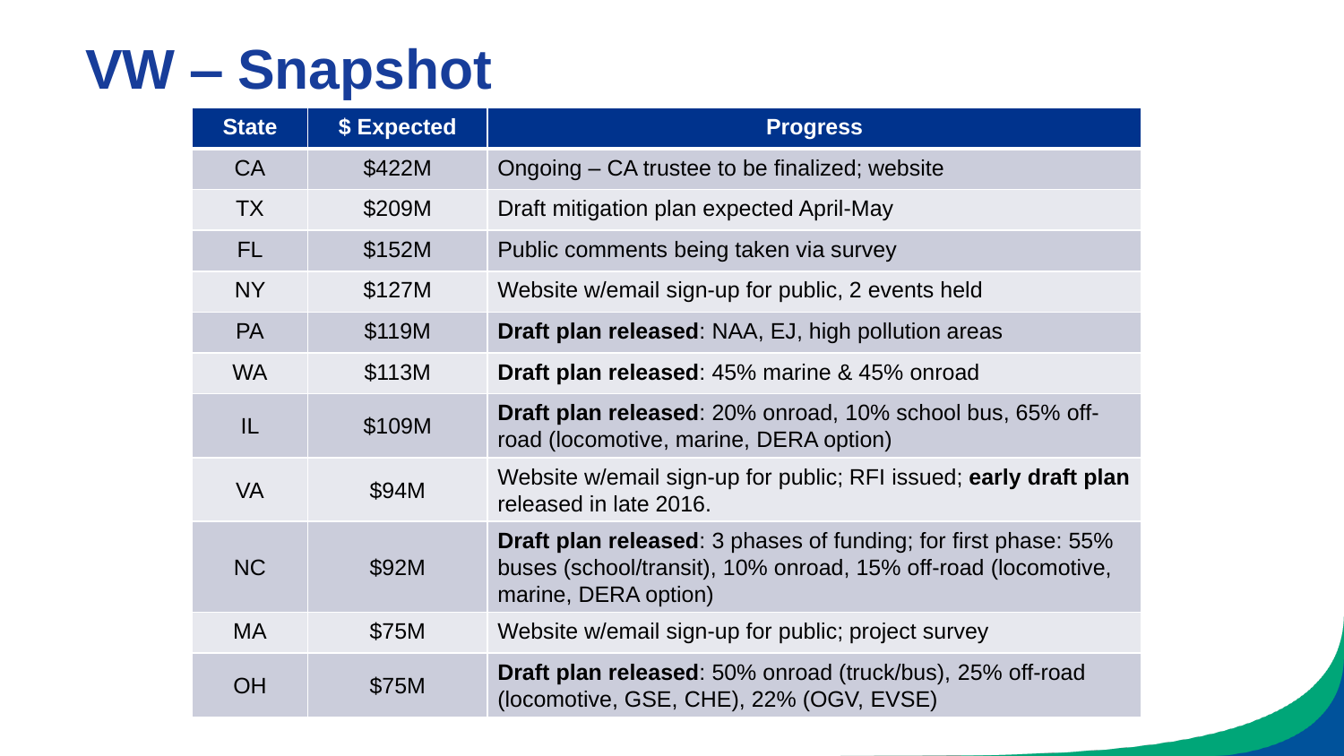# VW – Snapshot

| State | $ Expected | Progress |
|---|---|---|
| CA | $422M | Ongoing – CA trustee to be finalized; website |
| TX | $209M | Draft mitigation plan expected April-May |
| FL | $152M | Public comments being taken via survey |
| NY | $127M | Website w/email sign-up for public, 2 events held |
| PA | $119M | **Draft plan released**: NAA, EJ, high pollution areas |
| WA | $113M | **Draft plan released**: 45% marine & 45% onroad |
| IL | $109M | **Draft plan released**: 20% onroad, 10% school bus, 65% off-road (locomotive, marine, DERA option) |
| VA | $94M | Website w/email sign-up for public; RFI issued; **early draft plan** released in late 2016. |
| NC | $92M | **Draft plan released**: 3 phases of funding; for first phase: 55% buses (school/transit), 10% onroad, 15% off-road (locomotive, marine, DERA option) |
| MA | $75M | Website w/email sign-up for public; project survey |
| OH | $75M | **Draft plan released**: 50% onroad (truck/bus), 25% off-road (locomotive, GSE, CHE), 22% (OGV, EVSE) |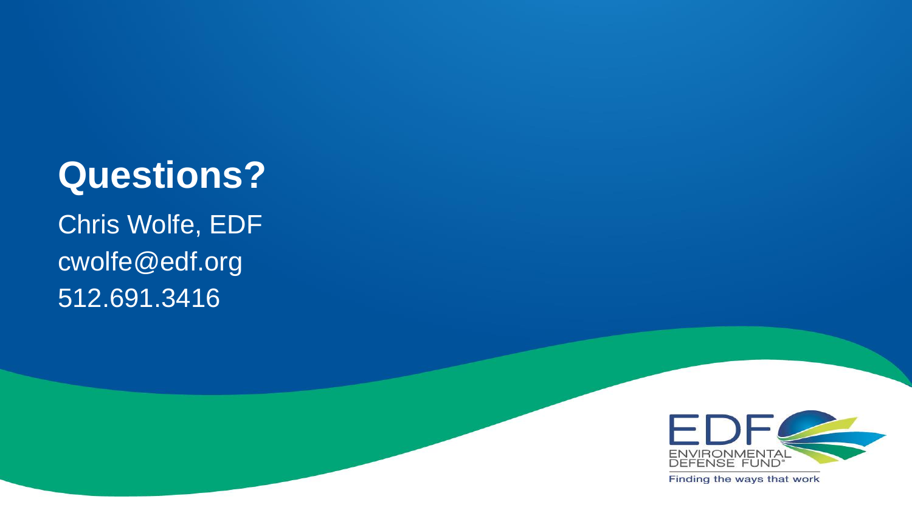# Questions?

Chris Wolfe, EDF

cwolfe@edf.org

512.691.3416

EDF ENVIRONMENTAL DEFENSE FUND®

Finding the ways that work